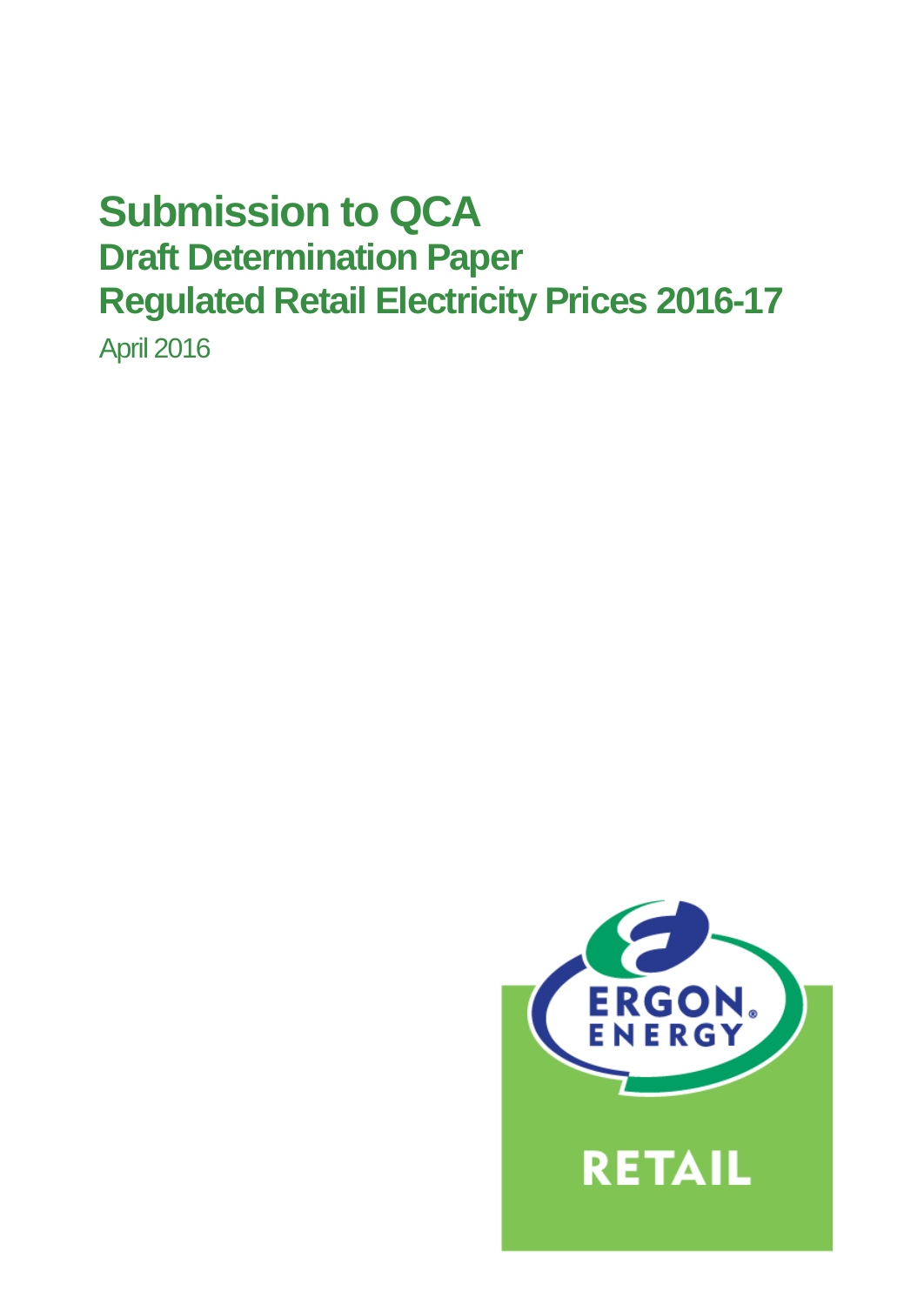# Submission to QCA

## Draft Determination Paper

## Regulated Retail Electricity Prices 2016-17

April 2016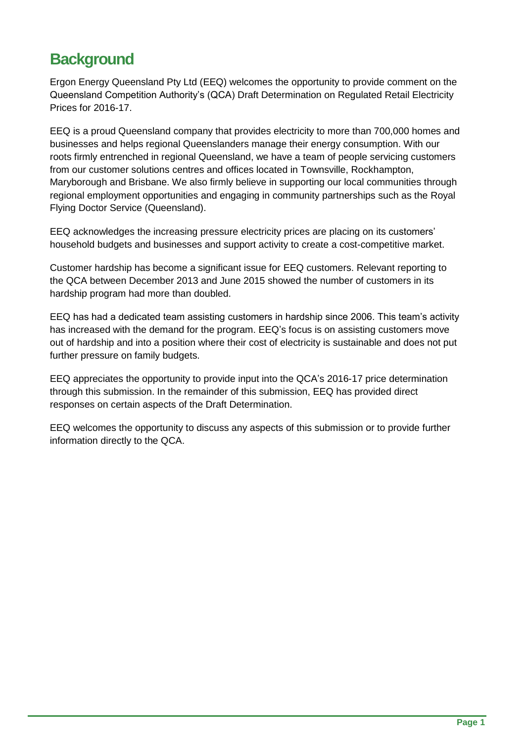# Background

Ergon Energy Queensland Pty Ltd (EEQ) welcomes the opportunity to provide comment on the Queensland Competition Authority's (QCA) Draft Determination on Regulated Retail Electricity Prices for 2016-17.

EEQ is a proud Queensland company that provides electricity to more than 700,000 homes and businesses and helps regional Queenslanders manage their energy consumption. With our roots firmly entrenched in regional Queensland, we have a team of people servicing customers from our customer solutions centres and offices located in Townsville, Rockhampton, Maryborough and Brisbane. We also firmly believe in supporting our local communities through regional employment opportunities and engaging in community partnerships such as the Royal Flying Doctor Service (Queensland).

EEQ acknowledges the increasing pressure electricity prices are placing on its customers' household budgets and businesses and support activity to create a cost-competitive market.

Customer hardship has become a significant issue for EEQ customers. Relevant reporting to the QCA between December 2013 and June 2015 showed the number of customers in its hardship program had more than doubled.

EEQ has had a dedicated team assisting customers in hardship since 2006. This team's activity has increased with the demand for the program. EEQ's focus is on assisting customers move out of hardship and into a position where their cost of electricity is sustainable and does not put further pressure on family budgets.

EEQ appreciates the opportunity to provide input into the QCA's 2016-17 price determination through this submission. In the remainder of this submission, EEQ has provided direct responses on certain aspects of the Draft Determination.

EEQ welcomes the opportunity to discuss any aspects of this submission or to provide further information directly to the QCA.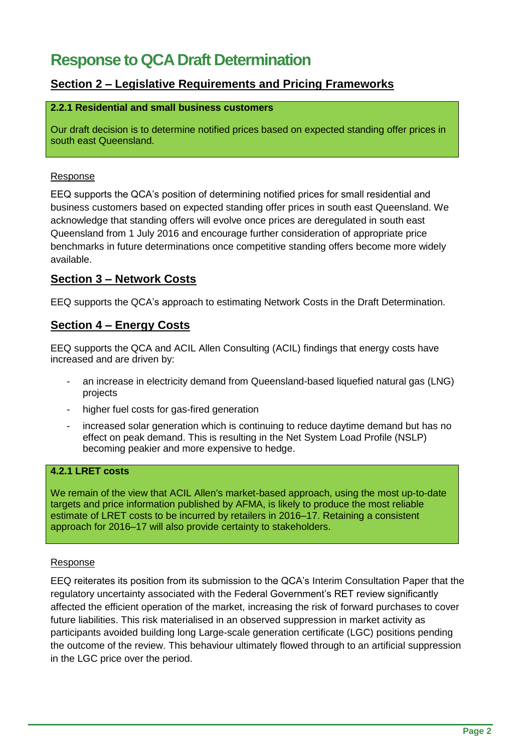# Response to QCA Draft Determination

## Section 2 – Legislative Requirements and Pricing Frameworks

**2.2.1 Residential and small business customers**

Our draft decision is to determine notified prices based on expected standing offer prices in south east Queensland.

Response

EEQ supports the QCA's position of determining notified prices for small residential and business customers based on expected standing offer prices in south east Queensland. We acknowledge that standing offers will evolve once prices are deregulated in south east Queensland from 1 July 2016 and encourage further consideration of appropriate price benchmarks in future determinations once competitive standing offers become more widely available.

## Section 3 – Network Costs

EEQ supports the QCA's approach to estimating Network Costs in the Draft Determination.

## Section 4 – Energy Costs

EEQ supports the QCA and ACIL Allen Consulting (ACIL) findings that energy costs have increased and are driven by:

- an increase in electricity demand from Queensland-based liquefied natural gas (LNG) projects
- higher fuel costs for gas-fired generation
- increased solar generation which is continuing to reduce daytime demand but has no effect on peak demand. This is resulting in the Net System Load Profile (NSLP) becoming peakier and more expensive to hedge.

**4.2.1 LRET costs**

We remain of the view that ACIL Allen's market-based approach, using the most up-to-date targets and price information published by AFMA, is likely to produce the most reliable estimate of LRET costs to be incurred by retailers in 2016–17. Retaining a consistent approach for 2016–17 will also provide certainty to stakeholders.

Response

EEQ reiterates its position from its submission to the QCA's Interim Consultation Paper that the regulatory uncertainty associated with the Federal Government's RET review significantly affected the efficient operation of the market, increasing the risk of forward purchases to cover future liabilities. This risk materialised in an observed suppression in market activity as participants avoided building long Large-scale generation certificate (LGC) positions pending the outcome of the review. This behaviour ultimately flowed through to an artificial suppression in the LGC price over the period.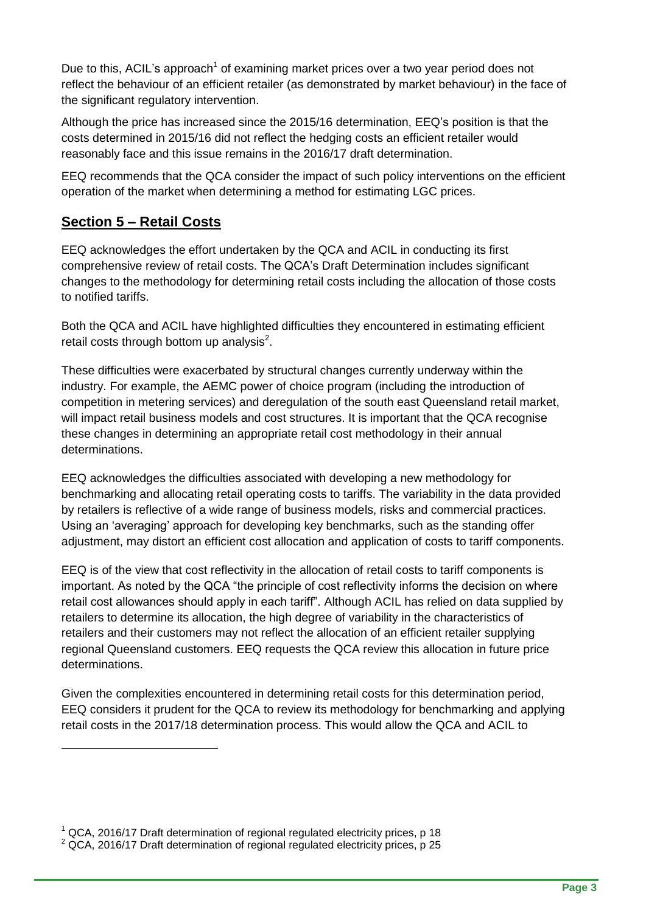Due to this, ACIL's approach[1] of examining market prices over a two year period does not reflect the behaviour of an efficient retailer (as demonstrated by market behaviour) in the face of the significant regulatory intervention.

Although the price has increased since the 2015/16 determination, EEQ's position is that the costs determined in 2015/16 did not reflect the hedging costs an efficient retailer would reasonably face and this issue remains in the 2016/17 draft determination.

EEQ recommends that the QCA consider the impact of such policy interventions on the efficient operation of the market when determining a method for estimating LGC prices.

## Section 5 – Retail Costs

EEQ acknowledges the effort undertaken by the QCA and ACIL in conducting its first comprehensive review of retail costs. The QCA's Draft Determination includes significant changes to the methodology for determining retail costs including the allocation of those costs to notified tariffs.

Both the QCA and ACIL have highlighted difficulties they encountered in estimating efficient retail costs through bottom up analysis[2].

These difficulties were exacerbated by structural changes currently underway within the industry. For example, the AEMC power of choice program (including the introduction of competition in metering services) and deregulation of the south east Queensland retail market, will impact retail business models and cost structures. It is important that the QCA recognise these changes in determining an appropriate retail cost methodology in their annual determinations.

EEQ acknowledges the difficulties associated with developing a new methodology for benchmarking and allocating retail operating costs to tariffs. The variability in the data provided by retailers is reflective of a wide range of business models, risks and commercial practices. Using an 'averaging' approach for developing key benchmarks, such as the standing offer adjustment, may distort an efficient cost allocation and application of costs to tariff components.

EEQ is of the view that cost reflectivity in the allocation of retail costs to tariff components is important. As noted by the QCA "the principle of cost reflectivity informs the decision on where retail cost allowances should apply in each tariff". Although ACIL has relied on data supplied by retailers to determine its allocation, the high degree of variability in the characteristics of retailers and their customers may not reflect the allocation of an efficient retailer supplying regional Queensland customers. EEQ requests the QCA review this allocation in future price determinations.

Given the complexities encountered in determining retail costs for this determination period, EEQ considers it prudent for the QCA to review its methodology for benchmarking and applying retail costs in the 2017/18 determination process. This would allow the QCA and ACIL to

---

[1] QCA, 2016/17 Draft determination of regional regulated electricity prices, p 18

[2] QCA, 2016/17 Draft determination of regional regulated electricity prices, p 25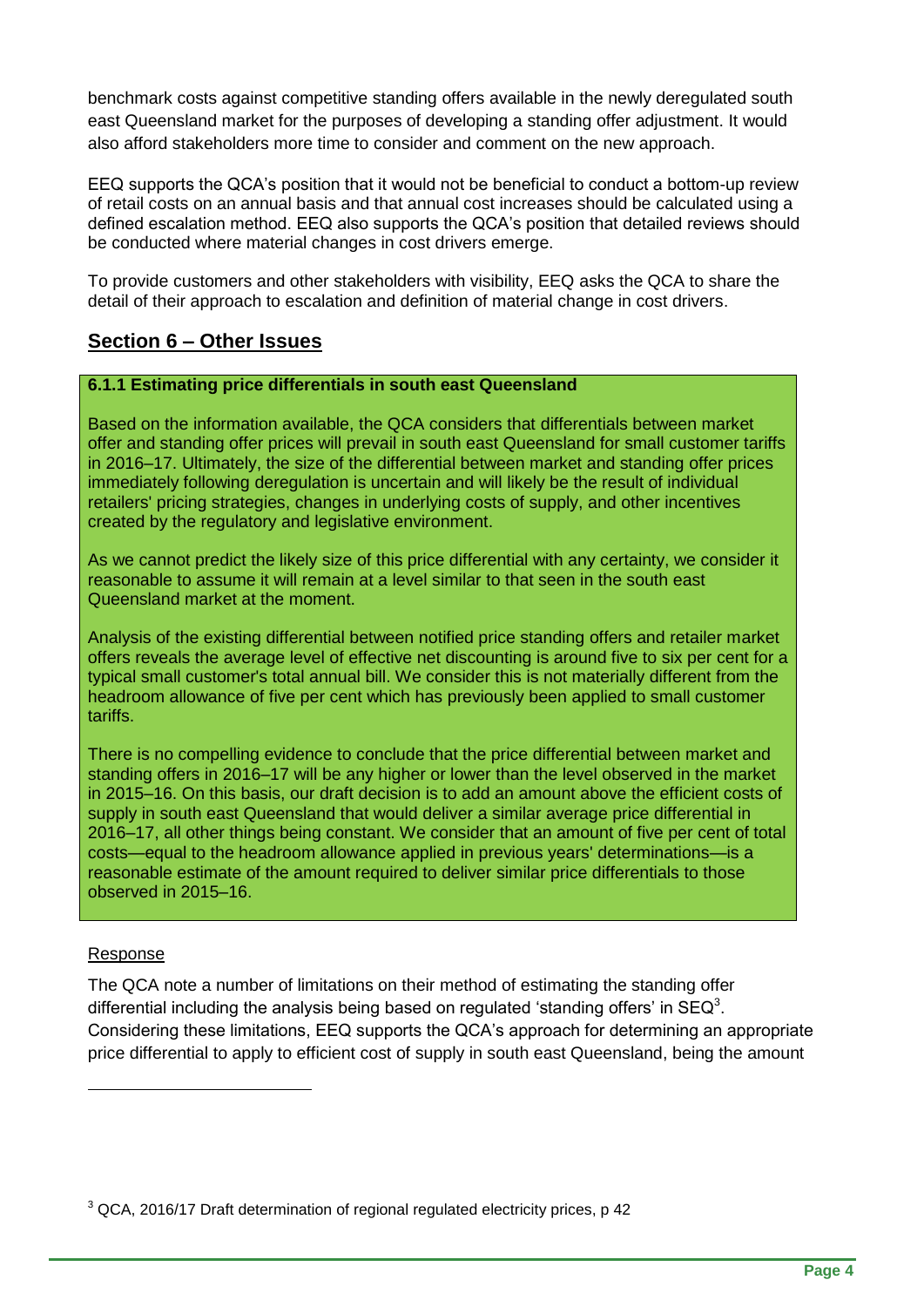benchmark costs against competitive standing offers available in the newly deregulated south east Queensland market for the purposes of developing a standing offer adjustment. It would also afford stakeholders more time to consider and comment on the new approach.

EEQ supports the QCA's position that it would not be beneficial to conduct a bottom-up review of retail costs on an annual basis and that annual cost increases should be calculated using a defined escalation method. EEQ also supports the QCA's position that detailed reviews should be conducted where material changes in cost drivers emerge.

To provide customers and other stakeholders with visibility, EEQ asks the QCA to share the detail of their approach to escalation and definition of material change in cost drivers.

## Section 6 – Other Issues

**6.1.1 Estimating price differentials in south east Queensland**

Based on the information available, the QCA considers that differentials between market offer and standing offer prices will prevail in south east Queensland for small customer tariffs in 2016–17. Ultimately, the size of the differential between market and standing offer prices immediately following deregulation is uncertain and will likely be the result of individual retailers' pricing strategies, changes in underlying costs of supply, and other incentives created by the regulatory and legislative environment.

As we cannot predict the likely size of this price differential with any certainty, we consider it reasonable to assume it will remain at a level similar to that seen in the south east Queensland market at the moment.

Analysis of the existing differential between notified price standing offers and retailer market offers reveals the average level of effective net discounting is around five to six per cent for a typical small customer's total annual bill. We consider this is not materially different from the headroom allowance of five per cent which has previously been applied to small customer tariffs.

There is no compelling evidence to conclude that the price differential between market and standing offers in 2016–17 will be any higher or lower than the level observed in the market in 2015–16. On this basis, our draft decision is to add an amount above the efficient costs of supply in south east Queensland that would deliver a similar average price differential in 2016–17, all other things being constant. We consider that an amount of five per cent of total costs—equal to the headroom allowance applied in previous years' determinations—is a reasonable estimate of the amount required to deliver similar price differentials to those observed in 2015–16.

Response

The QCA note a number of limitations on their method of estimating the standing offer differential including the analysis being based on regulated 'standing offers' in SEQ[3]. Considering these limitations, EEQ supports the QCA's approach for determining an appropriate price differential to apply to efficient cost of supply in south east Queensland, being the amount

---

[3] QCA, 2016/17 Draft determination of regional regulated electricity prices, p 42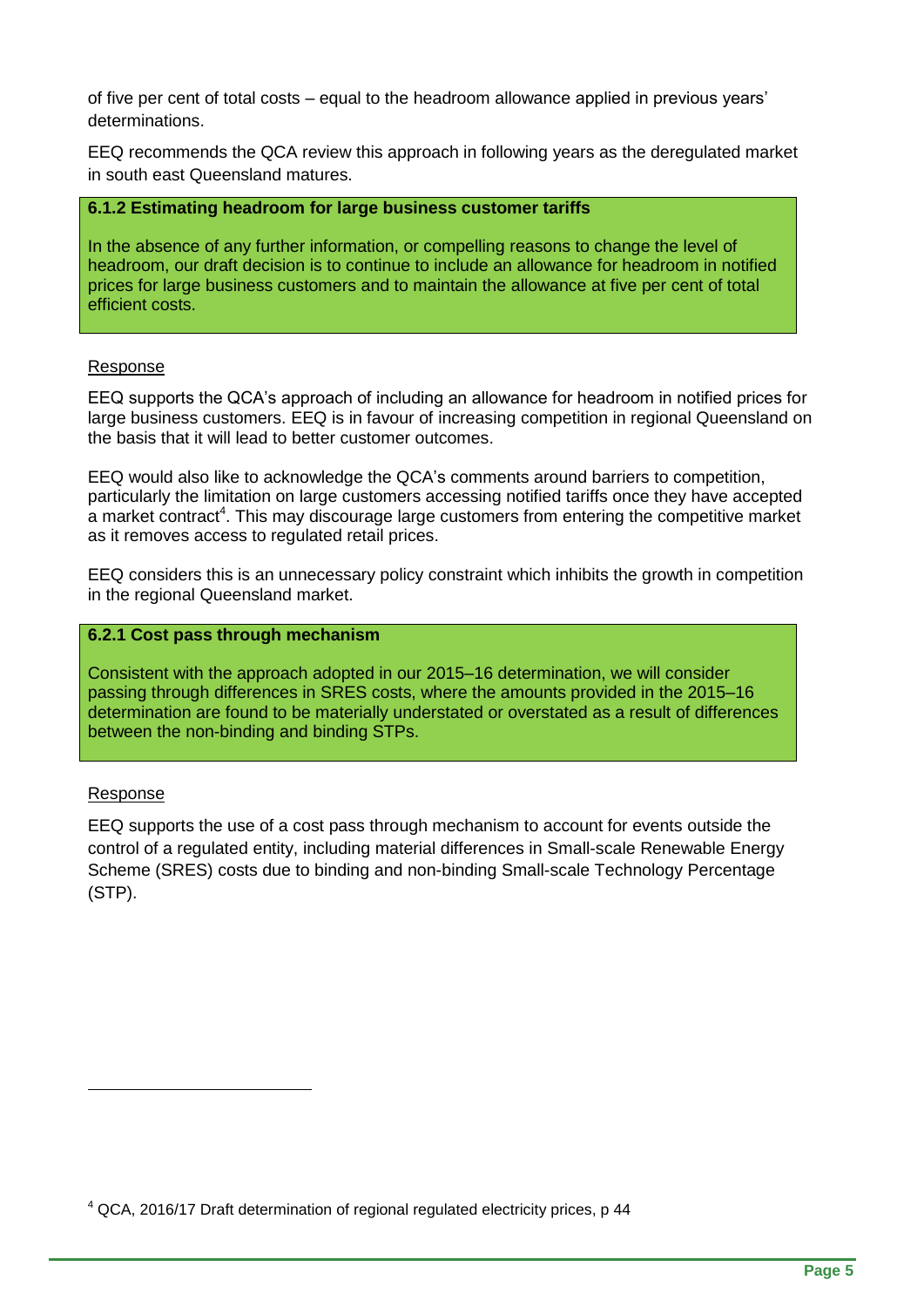of five per cent of total costs – equal to the headroom allowance applied in previous years' determinations.

EEQ recommends the QCA review this approach in following years as the deregulated market in south east Queensland matures.

**6.1.2 Estimating headroom for large business customer tariffs**

In the absence of any further information, or compelling reasons to change the level of headroom, our draft decision is to continue to include an allowance for headroom in notified prices for large business customers and to maintain the allowance at five per cent of total efficient costs.

Response

EEQ supports the QCA's approach of including an allowance for headroom in notified prices for large business customers. EEQ is in favour of increasing competition in regional Queensland on the basis that it will lead to better customer outcomes.

EEQ would also like to acknowledge the QCA's comments around barriers to competition, particularly the limitation on large customers accessing notified tariffs once they have accepted a market contract[4]. This may discourage large customers from entering the competitive market as it removes access to regulated retail prices.

EEQ considers this is an unnecessary policy constraint which inhibits the growth in competition in the regional Queensland market.

**6.2.1 Cost pass through mechanism**

Consistent with the approach adopted in our 2015–16 determination, we will consider passing through differences in SRES costs, where the amounts provided in the 2015–16 determination are found to be materially understated or overstated as a result of differences between the non-binding and binding STPs.

Response

EEQ supports the use of a cost pass through mechanism to account for events outside the control of a regulated entity, including material differences in Small-scale Renewable Energy Scheme (SRES) costs due to binding and non-binding Small-scale Technology Percentage (STP).

[4] QCA, 2016/17 Draft determination of regional regulated electricity prices, p 44